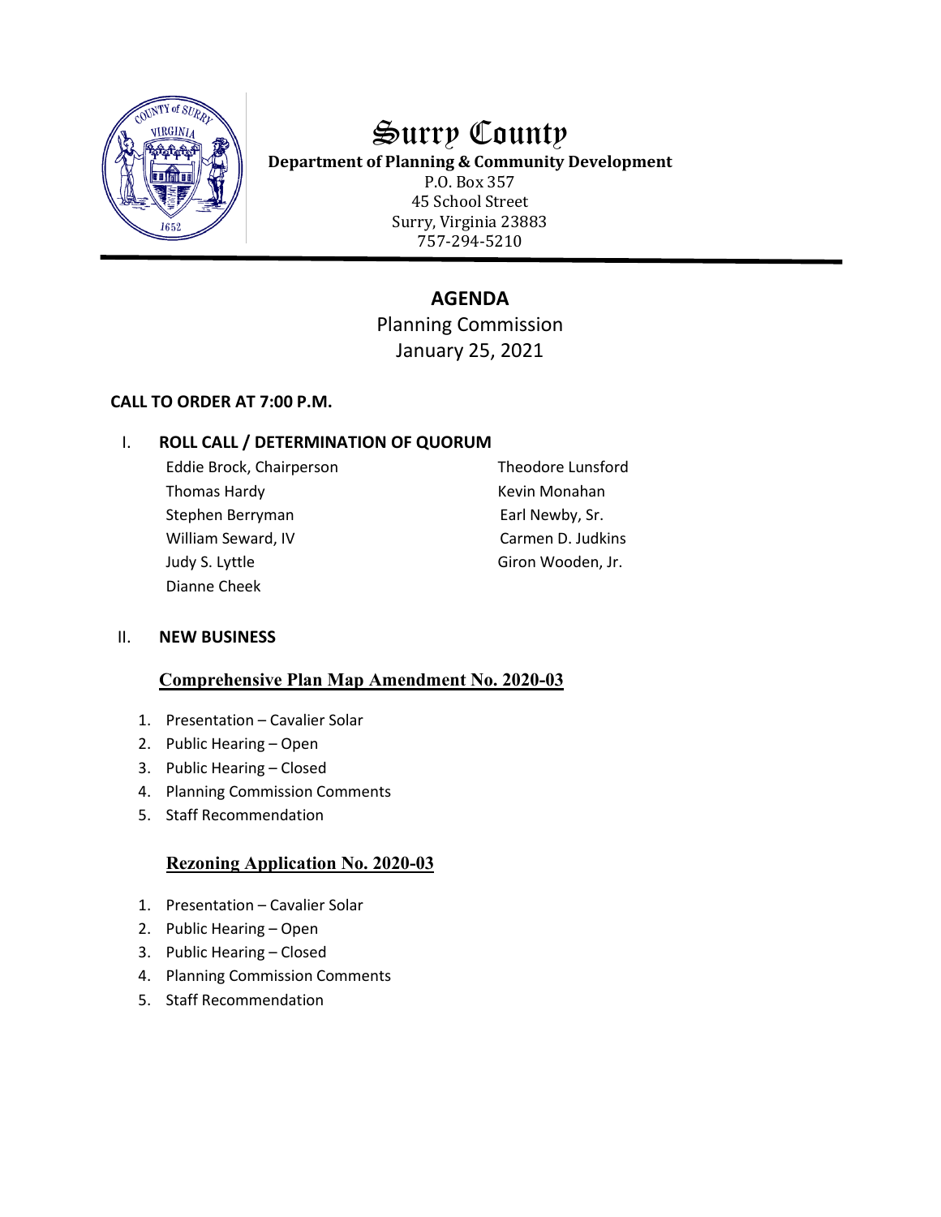# Surry County

**Department of Planning & Community Development**

P.O. Box 357
45 School Street
Surry, Virginia 23883
757-294-5210

## AGENDA

Planning Commission
January 25, 2021

**CALL TO ORDER AT 7:00 P.M.**

I. **ROLL CALL / DETERMINATION OF QUORUM**

Eddie Brock, Chairperson
Thomas Hardy
Stephen Berryman
William Seward, IV
Judy S. Lyttle
Dianne Cheek
Theodore Lunsford
Kevin Monahan
Earl Newby, Sr.
Carmen D. Judkins
Giron Wooden, Jr.

II. **NEW BUSINESS**

### Comprehensive Plan Map Amendment No. 2020-03

1. Presentation – Cavalier Solar
2. Public Hearing – Open
3. Public Hearing – Closed
4. Planning Commission Comments
5. Staff Recommendation

### Rezoning Application No. 2020-03

1. Presentation – Cavalier Solar
2. Public Hearing – Open
3. Public Hearing – Closed
4. Planning Commission Comments
5. Staff Recommendation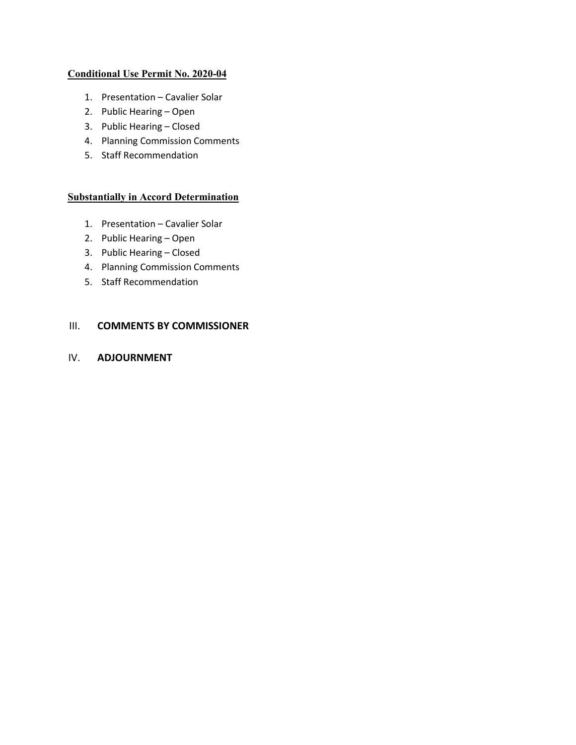**Conditional Use Permit No. 2020-04**

1. Presentation – Cavalier Solar
2. Public Hearing – Open
3. Public Hearing – Closed
4. Planning Commission Comments
5. Staff Recommendation

**Substantially in Accord Determination**

1. Presentation – Cavalier Solar
2. Public Hearing – Open
3. Public Hearing – Closed
4. Planning Commission Comments
5. Staff Recommendation

## III. COMMENTS BY COMMISSIONER

## IV. ADJOURNMENT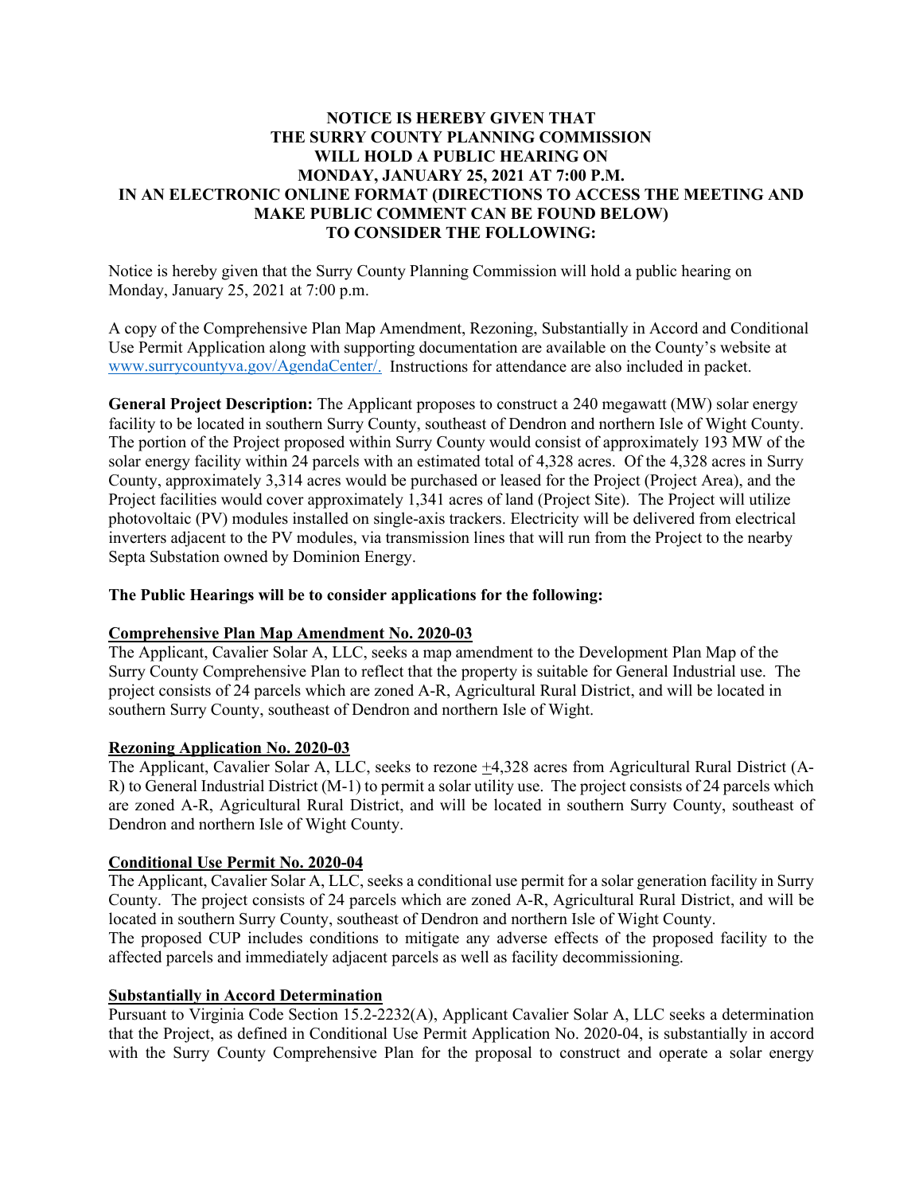**NOTICE IS HEREBY GIVEN THAT THE SURRY COUNTY PLANNING COMMISSION WILL HOLD A PUBLIC HEARING ON MONDAY, JANUARY 25, 2021 AT 7:00 P.M. IN AN ELECTRONIC ONLINE FORMAT (DIRECTIONS TO ACCESS THE MEETING AND MAKE PUBLIC COMMENT CAN BE FOUND BELOW) TO CONSIDER THE FOLLOWING:**

Notice is hereby given that the Surry County Planning Commission will hold a public hearing on Monday, January 25, 2021 at 7:00 p.m.

A copy of the Comprehensive Plan Map Amendment, Rezoning, Substantially in Accord and Conditional Use Permit Application along with supporting documentation are available on the County's website at www.surrycountyva.gov/AgendaCenter/. Instructions for attendance are also included in packet.

**General Project Description:** The Applicant proposes to construct a 240 megawatt (MW) solar energy facility to be located in southern Surry County, southeast of Dendron and northern Isle of Wight County. The portion of the Project proposed within Surry County would consist of approximately 193 MW of the solar energy facility within 24 parcels with an estimated total of 4,328 acres. Of the 4,328 acres in Surry County, approximately 3,314 acres would be purchased or leased for the Project (Project Area), and the Project facilities would cover approximately 1,341 acres of land (Project Site). The Project will utilize photovoltaic (PV) modules installed on single-axis trackers. Electricity will be delivered from electrical inverters adjacent to the PV modules, via transmission lines that will run from the Project to the nearby Septa Substation owned by Dominion Energy.

**The Public Hearings will be to consider applications for the following:**

**Comprehensive Plan Map Amendment No. 2020-03**

The Applicant, Cavalier Solar A, LLC, seeks a map amendment to the Development Plan Map of the Surry County Comprehensive Plan to reflect that the property is suitable for General Industrial use. The project consists of 24 parcels which are zoned A-R, Agricultural Rural District, and will be located in southern Surry County, southeast of Dendron and northern Isle of Wight.

**Rezoning Application No. 2020-03**

The Applicant, Cavalier Solar A, LLC, seeks to rezone ±4,328 acres from Agricultural Rural District (A-R) to General Industrial District (M-1) to permit a solar utility use. The project consists of 24 parcels which are zoned A-R, Agricultural Rural District, and will be located in southern Surry County, southeast of Dendron and northern Isle of Wight County.

**Conditional Use Permit No. 2020-04**

The Applicant, Cavalier Solar A, LLC, seeks a conditional use permit for a solar generation facility in Surry County. The project consists of 24 parcels which are zoned A-R, Agricultural Rural District, and will be located in southern Surry County, southeast of Dendron and northern Isle of Wight County.

The proposed CUP includes conditions to mitigate any adverse effects of the proposed facility to the affected parcels and immediately adjacent parcels as well as facility decommissioning.

**Substantially in Accord Determination**

Pursuant to Virginia Code Section 15.2-2232(A), Applicant Cavalier Solar A, LLC seeks a determination that the Project, as defined in Conditional Use Permit Application No. 2020-04, is substantially in accord with the Surry County Comprehensive Plan for the proposal to construct and operate a solar energy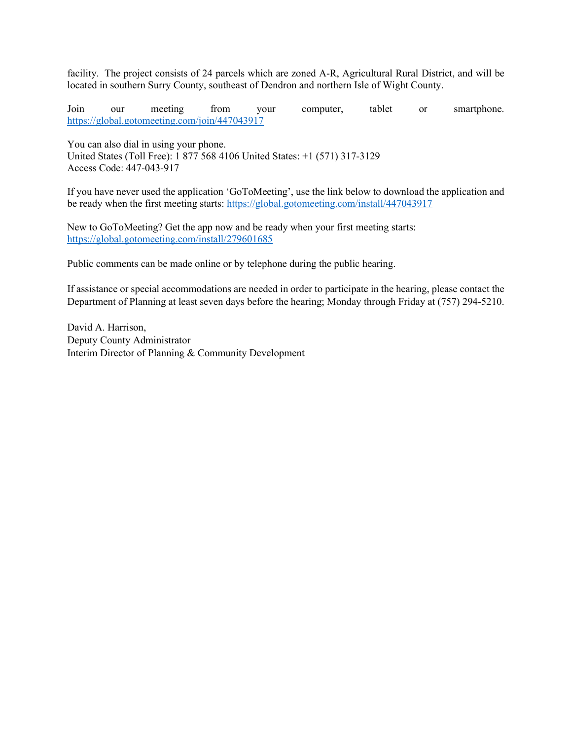facility. The project consists of 24 parcels which are zoned A-R, Agricultural Rural District, and will be located in southern Surry County, southeast of Dendron and northern Isle of Wight County.

Join our meeting from your computer, tablet or smartphone. https://global.gotomeeting.com/join/447043917

You can also dial in using your phone.
United States (Toll Free): 1 877 568 4106 United States: +1 (571) 317-3129
Access Code: 447-043-917

If you have never used the application 'GoToMeeting', use the link below to download the application and be ready when the first meeting starts: https://global.gotomeeting.com/install/447043917

New to GoToMeeting? Get the app now and be ready when your first meeting starts:
https://global.gotomeeting.com/install/279601685

Public comments can be made online or by telephone during the public hearing.

If assistance or special accommodations are needed in order to participate in the hearing, please contact the Department of Planning at least seven days before the hearing; Monday through Friday at (757) 294-5210.

David A. Harrison,
Deputy County Administrator
Interim Director of Planning & Community Development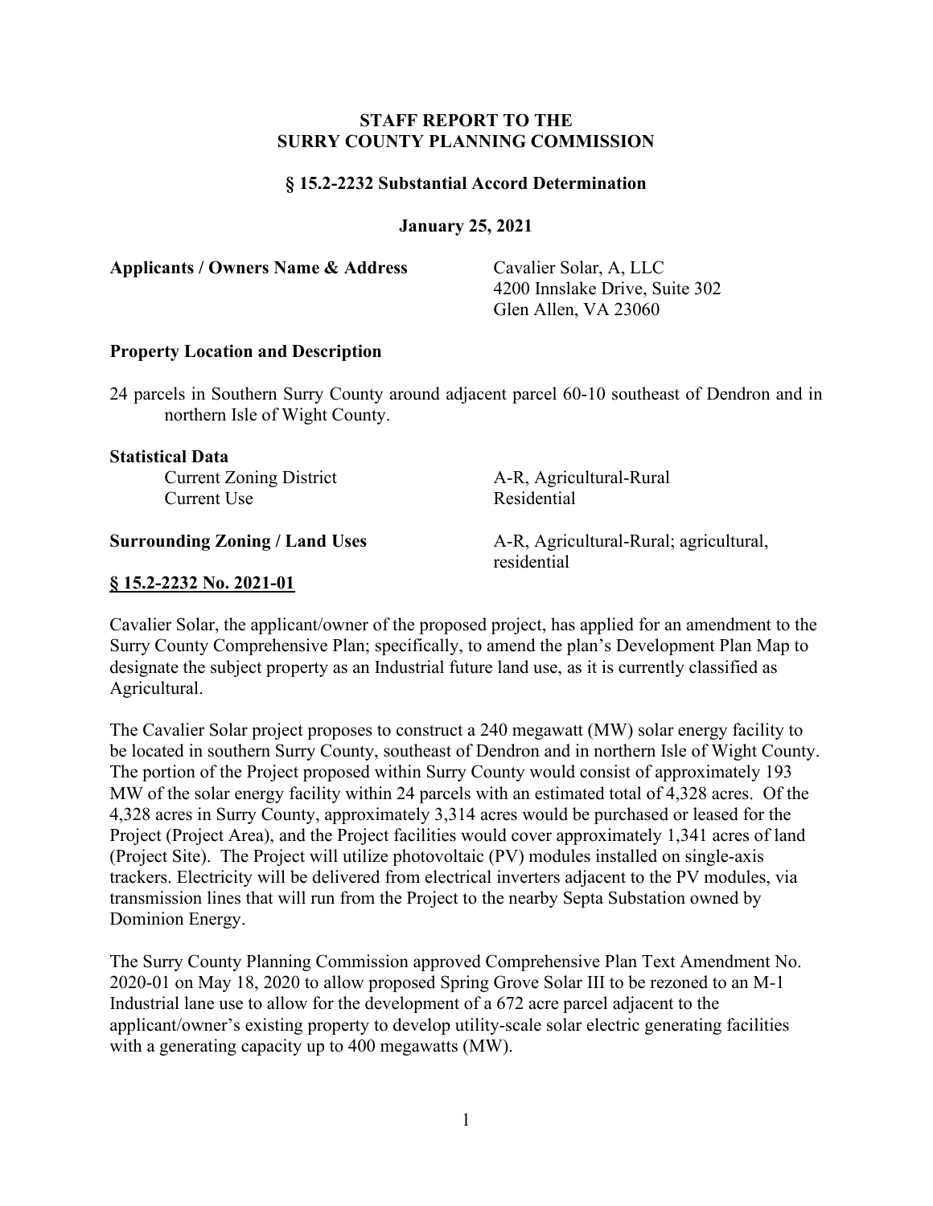**STAFF REPORT TO THE**
**SURRY COUNTY PLANNING COMMISSION**

**§ 15.2-2232 Substantial Accord Determination**

**January 25, 2021**

**Applicants / Owners Name & Address** Cavalier Solar, A, LLC
4200 Innslake Drive, Suite 302
Glen Allen, VA 23060

**Property Location and Description**

24 parcels in Southern Surry County around adjacent parcel 60-10 southeast of Dendron and in northern Isle of Wight County.

**Statistical Data**

Current Zoning District: A-R, Agricultural-Rural
Current Use: Residential

**Surrounding Zoning / Land Uses** A-R, Agricultural-Rural; agricultural, residential

**§ 15.2-2232 No. 2021-01**

Cavalier Solar, the applicant/owner of the proposed project, has applied for an amendment to the Surry County Comprehensive Plan; specifically, to amend the plan's Development Plan Map to designate the subject property as an Industrial future land use, as it is currently classified as Agricultural.

The Cavalier Solar project proposes to construct a 240 megawatt (MW) solar energy facility to be located in southern Surry County, southeast of Dendron and in northern Isle of Wight County. The portion of the Project proposed within Surry County would consist of approximately 193 MW of the solar energy facility within 24 parcels with an estimated total of 4,328 acres. Of the 4,328 acres in Surry County, approximately 3,314 acres would be purchased or leased for the Project (Project Area), and the Project facilities would cover approximately 1,341 acres of land (Project Site). The Project will utilize photovoltaic (PV) modules installed on single-axis trackers. Electricity will be delivered from electrical inverters adjacent to the PV modules, via transmission lines that will run from the Project to the nearby Septa Substation owned by Dominion Energy.

The Surry County Planning Commission approved Comprehensive Plan Text Amendment No. 2020-01 on May 18, 2020 to allow proposed Spring Grove Solar III to be rezoned to an M-1 Industrial lane use to allow for the development of a 672 acre parcel adjacent to the applicant/owner's existing property to develop utility-scale solar electric generating facilities with a generating capacity up to 400 megawatts (MW).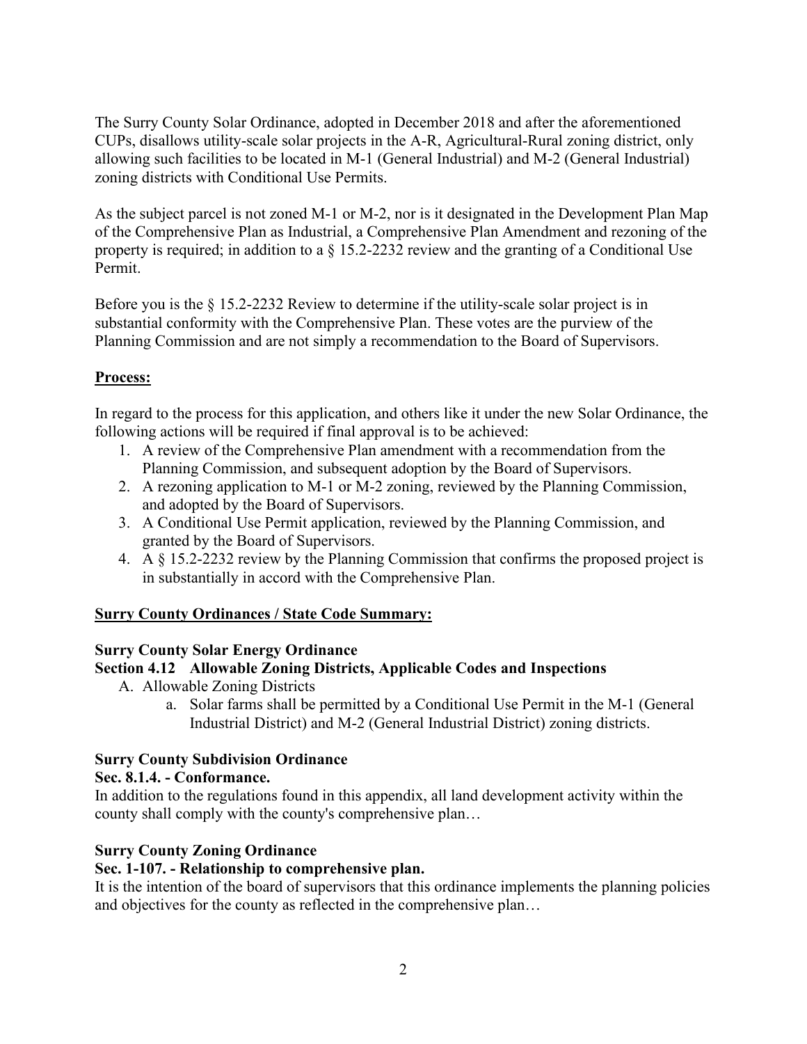The Surry County Solar Ordinance, adopted in December 2018 and after the aforementioned CUPs, disallows utility-scale solar projects in the A-R, Agricultural-Rural zoning district, only allowing such facilities to be located in M-1 (General Industrial) and M-2 (General Industrial) zoning districts with Conditional Use Permits.

As the subject parcel is not zoned M-1 or M-2, nor is it designated in the Development Plan Map of the Comprehensive Plan as Industrial, a Comprehensive Plan Amendment and rezoning of the property is required; in addition to a § 15.2-2232 review and the granting of a Conditional Use Permit.

Before you is the § 15.2-2232 Review to determine if the utility-scale solar project is in substantial conformity with the Comprehensive Plan. These votes are the purview of the Planning Commission and are not simply a recommendation to the Board of Supervisors.

**Process:**

In regard to the process for this application, and others like it under the new Solar Ordinance, the following actions will be required if final approval is to be achieved:

1. A review of the Comprehensive Plan amendment with a recommendation from the Planning Commission, and subsequent adoption by the Board of Supervisors.
2. A rezoning application to M-1 or M-2 zoning, reviewed by the Planning Commission, and adopted by the Board of Supervisors.
3. A Conditional Use Permit application, reviewed by the Planning Commission, and granted by the Board of Supervisors.
4. A § 15.2-2232 review by the Planning Commission that confirms the proposed project is in substantially in accord with the Comprehensive Plan.

**Surry County Ordinances / State Code Summary:**

**Surry County Solar Energy Ordinance**

**Section 4.12 Allowable Zoning Districts, Applicable Codes and Inspections**

A. Allowable Zoning Districts
   a. Solar farms shall be permitted by a Conditional Use Permit in the M-1 (General Industrial District) and M-2 (General Industrial District) zoning districts.

**Surry County Subdivision Ordinance**

**Sec. 8.1.4. - Conformance.**

In addition to the regulations found in this appendix, all land development activity within the county shall comply with the county's comprehensive plan…

**Surry County Zoning Ordinance**

**Sec. 1-107. - Relationship to comprehensive plan.**

It is the intention of the board of supervisors that this ordinance implements the planning policies and objectives for the county as reflected in the comprehensive plan…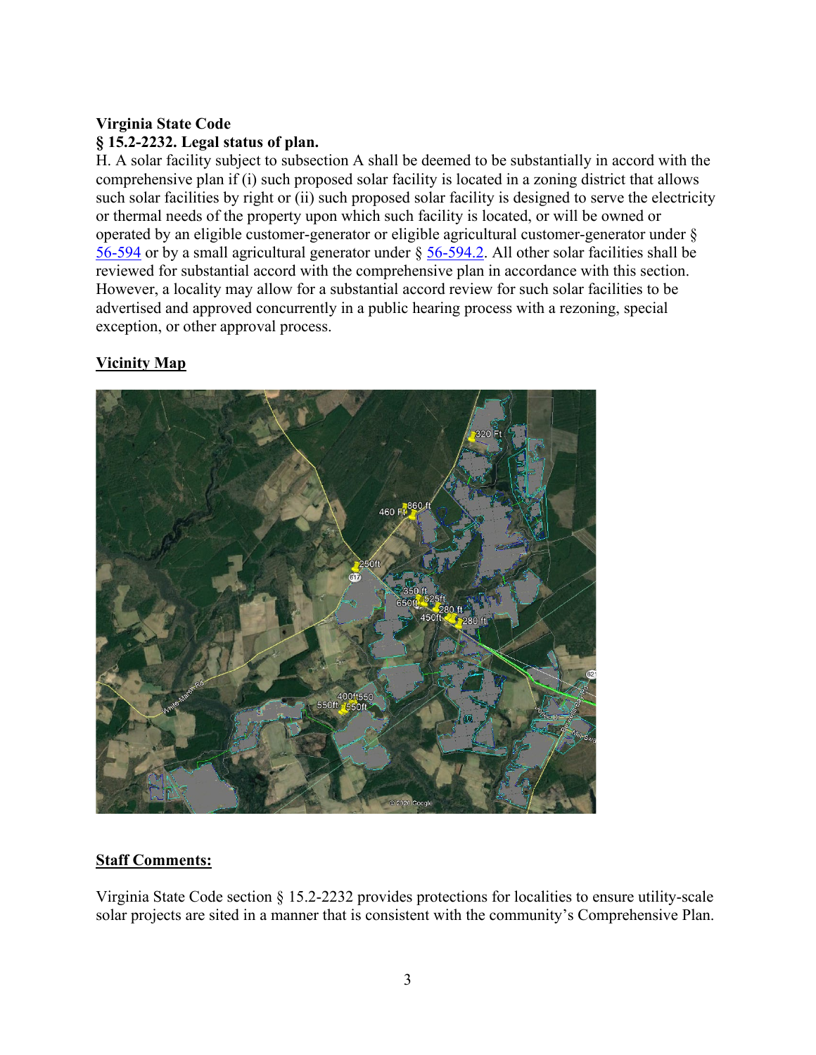**Virginia State Code**
**§ 15.2-2232. Legal status of plan.**
H. A solar facility subject to subsection A shall be deemed to be substantially in accord with the comprehensive plan if (i) such proposed solar facility is located in a zoning district that allows such solar facilities by right or (ii) such proposed solar facility is designed to serve the electricity or thermal needs of the property upon which such facility is located, or will be owned or operated by an eligible customer-generator or eligible agricultural customer-generator under § 56-594 or by a small agricultural generator under § 56-594.2. All other solar facilities shall be reviewed for substantial accord with the comprehensive plan in accordance with this section. However, a locality may allow for a substantial accord review for such solar facilities to be advertised and approved concurrently in a public hearing process with a rezoning, special exception, or other approval process.

**Vicinity Map**

**Staff Comments:**

Virginia State Code section § 15.2-2232 provides protections for localities to ensure utility-scale solar projects are sited in a manner that is consistent with the community's Comprehensive Plan.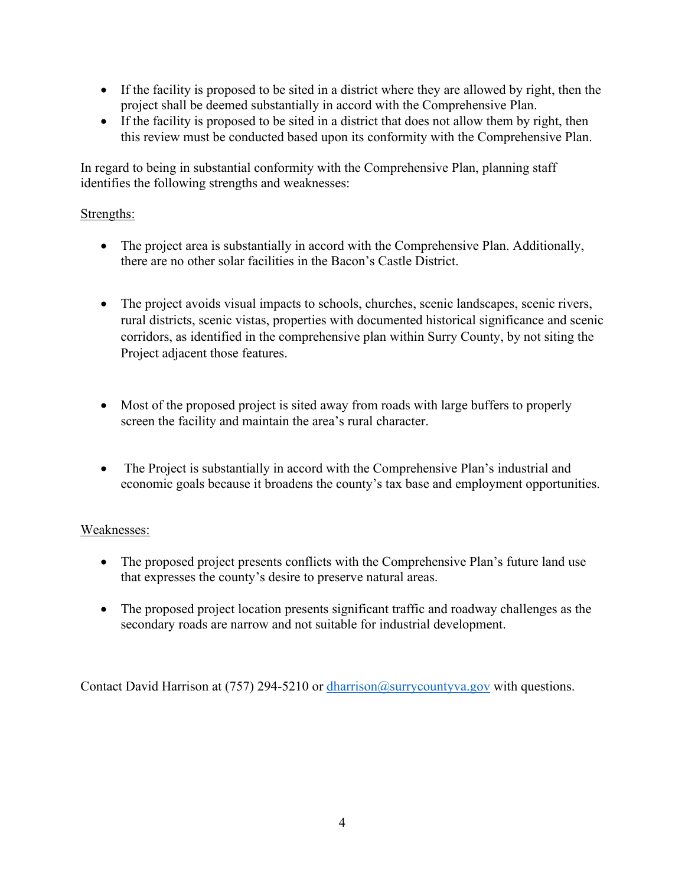- If the facility is proposed to be sited in a district where they are allowed by right, then the project shall be deemed substantially in accord with the Comprehensive Plan.
- If the facility is proposed to be sited in a district that does not allow them by right, then this review must be conducted based upon its conformity with the Comprehensive Plan.

In regard to being in substantial conformity with the Comprehensive Plan, planning staff identifies the following strengths and weaknesses:

Strengths:

- The project area is substantially in accord with the Comprehensive Plan. Additionally, there are no other solar facilities in the Bacon's Castle District.

- The project avoids visual impacts to schools, churches, scenic landscapes, scenic rivers, rural districts, scenic vistas, properties with documented historical significance and scenic corridors, as identified in the comprehensive plan within Surry County, by not siting the Project adjacent those features.

- Most of the proposed project is sited away from roads with large buffers to properly screen the facility and maintain the area's rural character.

- The Project is substantially in accord with the Comprehensive Plan's industrial and economic goals because it broadens the county's tax base and employment opportunities.

Weaknesses:

- The proposed project presents conflicts with the Comprehensive Plan's future land use that expresses the county's desire to preserve natural areas.

- The proposed project location presents significant traffic and roadway challenges as the secondary roads are narrow and not suitable for industrial development.

Contact David Harrison at (757) 294-5210 or [dharrison@surrycountyva.gov](mailto:dharrison@surrycountyva.gov) with questions.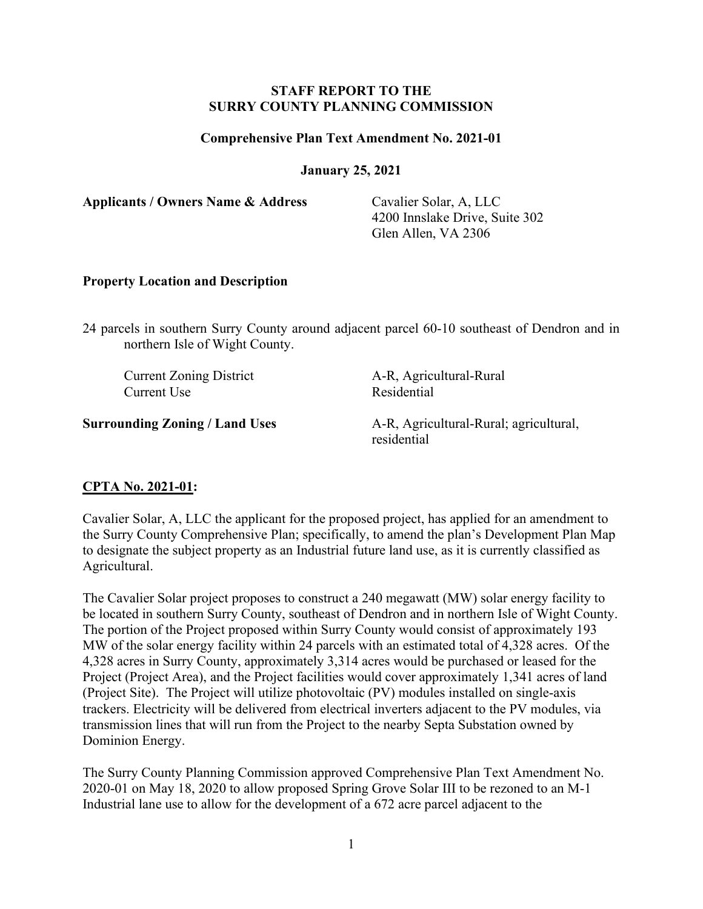**STAFF REPORT TO THE**
**SURRY COUNTY PLANNING COMMISSION**

**Comprehensive Plan Text Amendment No. 2021-01**

**January 25, 2021**

**Applicants / Owners Name & Address** — Cavalier Solar, A, LLC
4200 Innslake Drive, Suite 302
Glen Allen, VA 2306

**Property Location and Description**

24 parcels in southern Surry County around adjacent parcel 60-10 southeast of Dendron and in northern Isle of Wight County.

| | |
|---|---|
| Current Zoning District | A-R, Agricultural-Rural |
| Current Use | Residential |
| **Surrounding Zoning / Land Uses** | A-R, Agricultural-Rural; agricultural, residential |

**CPTA No. 2021-01:**

Cavalier Solar, A, LLC the applicant for the proposed project, has applied for an amendment to the Surry County Comprehensive Plan; specifically, to amend the plan's Development Plan Map to designate the subject property as an Industrial future land use, as it is currently classified as Agricultural.

The Cavalier Solar project proposes to construct a 240 megawatt (MW) solar energy facility to be located in southern Surry County, southeast of Dendron and in northern Isle of Wight County. The portion of the Project proposed within Surry County would consist of approximately 193 MW of the solar energy facility within 24 parcels with an estimated total of 4,328 acres. Of the 4,328 acres in Surry County, approximately 3,314 acres would be purchased or leased for the Project (Project Area), and the Project facilities would cover approximately 1,341 acres of land (Project Site). The Project will utilize photovoltaic (PV) modules installed on single-axis trackers. Electricity will be delivered from electrical inverters adjacent to the PV modules, via transmission lines that will run from the Project to the nearby Septa Substation owned by Dominion Energy.

The Surry County Planning Commission approved Comprehensive Plan Text Amendment No. 2020-01 on May 18, 2020 to allow proposed Spring Grove Solar III to be rezoned to an M-1 Industrial lane use to allow for the development of a 672 acre parcel adjacent to the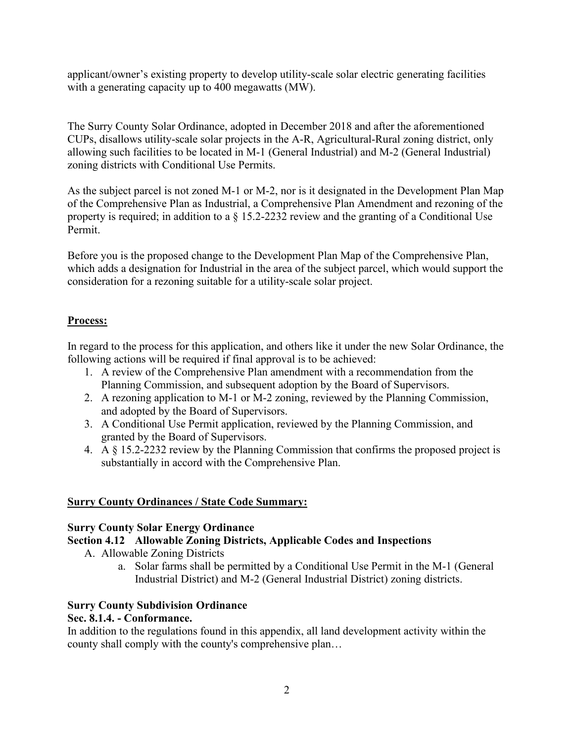applicant/owner's existing property to develop utility-scale solar electric generating facilities with a generating capacity up to 400 megawatts (MW).

The Surry County Solar Ordinance, adopted in December 2018 and after the aforementioned CUPs, disallows utility-scale solar projects in the A-R, Agricultural-Rural zoning district, only allowing such facilities to be located in M-1 (General Industrial) and M-2 (General Industrial) zoning districts with Conditional Use Permits.

As the subject parcel is not zoned M-1 or M-2, nor is it designated in the Development Plan Map of the Comprehensive Plan as Industrial, a Comprehensive Plan Amendment and rezoning of the property is required; in addition to a § 15.2-2232 review and the granting of a Conditional Use Permit.

Before you is the proposed change to the Development Plan Map of the Comprehensive Plan, which adds a designation for Industrial in the area of the subject parcel, which would support the consideration for a rezoning suitable for a utility-scale solar project.

## **Process:**

In regard to the process for this application, and others like it under the new Solar Ordinance, the following actions will be required if final approval is to be achieved:

1. A review of the Comprehensive Plan amendment with a recommendation from the Planning Commission, and subsequent adoption by the Board of Supervisors.
2. A rezoning application to M-1 or M-2 zoning, reviewed by the Planning Commission, and adopted by the Board of Supervisors.
3. A Conditional Use Permit application, reviewed by the Planning Commission, and granted by the Board of Supervisors.
4. A § 15.2-2232 review by the Planning Commission that confirms the proposed project is substantially in accord with the Comprehensive Plan.

## **Surry County Ordinances / State Code Summary:**

### **Surry County Solar Energy Ordinance**

### **Section 4.12 Allowable Zoning Districts, Applicable Codes and Inspections**

A. Allowable Zoning Districts
   a. Solar farms shall be permitted by a Conditional Use Permit in the M-1 (General Industrial District) and M-2 (General Industrial District) zoning districts.

### **Surry County Subdivision Ordinance**

### **Sec. 8.1.4. - Conformance.**

In addition to the regulations found in this appendix, all land development activity within the county shall comply with the county's comprehensive plan…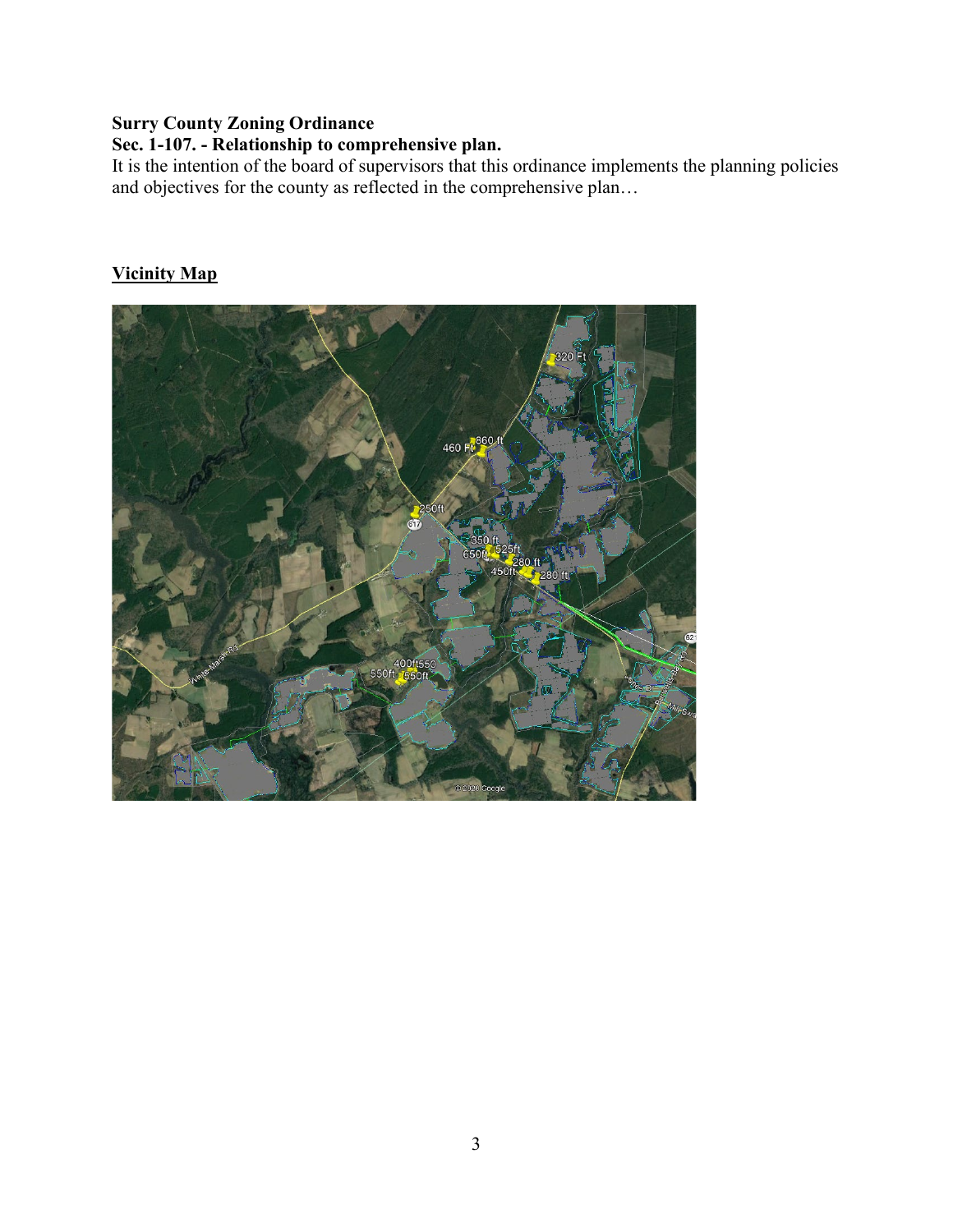**Surry County Zoning Ordinance**
**Sec. 1-107. - Relationship to comprehensive plan.**
It is the intention of the board of supervisors that this ordinance implements the planning policies and objectives for the county as reflected in the comprehensive plan…

**Vicinity Map**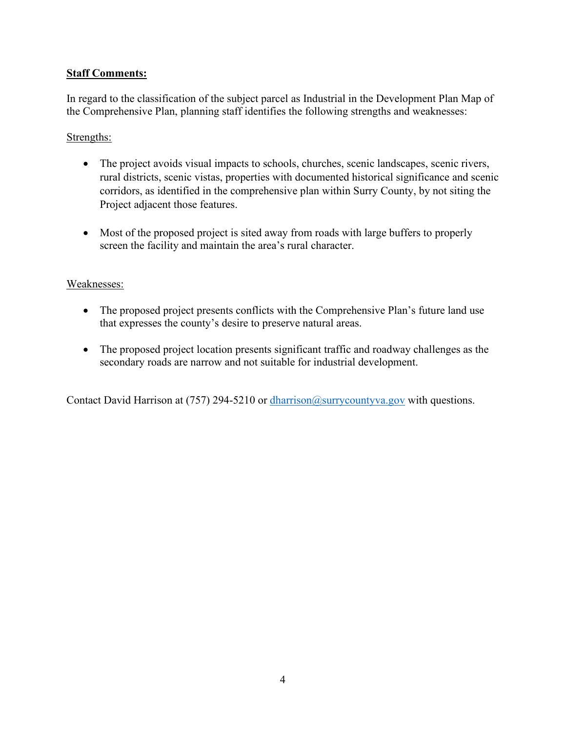**Staff Comments:**

In regard to the classification of the subject parcel as Industrial in the Development Plan Map of the Comprehensive Plan, planning staff identifies the following strengths and weaknesses:

Strengths:

- The project avoids visual impacts to schools, churches, scenic landscapes, scenic rivers, rural districts, scenic vistas, properties with documented historical significance and scenic corridors, as identified in the comprehensive plan within Surry County, by not siting the Project adjacent those features.

- Most of the proposed project is sited away from roads with large buffers to properly screen the facility and maintain the area's rural character.

Weaknesses:

- The proposed project presents conflicts with the Comprehensive Plan's future land use that expresses the county's desire to preserve natural areas.

- The proposed project location presents significant traffic and roadway challenges as the secondary roads are narrow and not suitable for industrial development.

Contact David Harrison at (757) 294-5210 or dharrison@surrycountyva.gov with questions.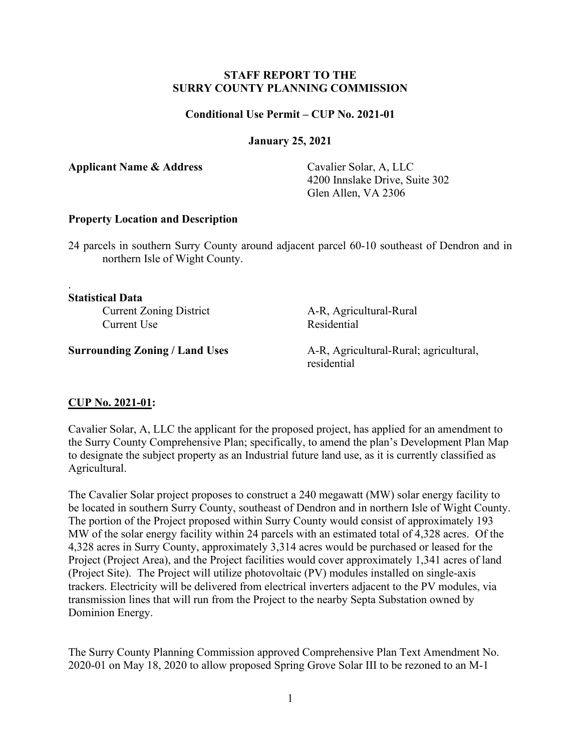**STAFF REPORT TO THE SURRY COUNTY PLANNING COMMISSION**

**Conditional Use Permit – CUP No. 2021-01**

**January 25, 2021**

**Applicant Name & Address** 

Cavalier Solar, A, LLC
4200 Innslake Drive, Suite 302
Glen Allen, VA 2306

**Property Location and Description**

24 parcels in southern Surry County around adjacent parcel 60-10 southeast of Dendron and in northern Isle of Wight County.

.

**Statistical Data**

Current Zoning District: A-R, Agricultural-Rural

Current Use: Residential

**Surrounding Zoning / Land Uses**: A-R, Agricultural-Rural; agricultural, residential

**CUP No. 2021-01:**

Cavalier Solar, A, LLC the applicant for the proposed project, has applied for an amendment to the Surry County Comprehensive Plan; specifically, to amend the plan's Development Plan Map to designate the subject property as an Industrial future land use, as it is currently classified as Agricultural.

The Cavalier Solar project proposes to construct a 240 megawatt (MW) solar energy facility to be located in southern Surry County, southeast of Dendron and in northern Isle of Wight County. The portion of the Project proposed within Surry County would consist of approximately 193 MW of the solar energy facility within 24 parcels with an estimated total of 4,328 acres. Of the 4,328 acres in Surry County, approximately 3,314 acres would be purchased or leased for the Project (Project Area), and the Project facilities would cover approximately 1,341 acres of land (Project Site). The Project will utilize photovoltaic (PV) modules installed on single-axis trackers. Electricity will be delivered from electrical inverters adjacent to the PV modules, via transmission lines that will run from the Project to the nearby Septa Substation owned by Dominion Energy.

The Surry County Planning Commission approved Comprehensive Plan Text Amendment No. 2020-01 on May 18, 2020 to allow proposed Spring Grove Solar III to be rezoned to an M-1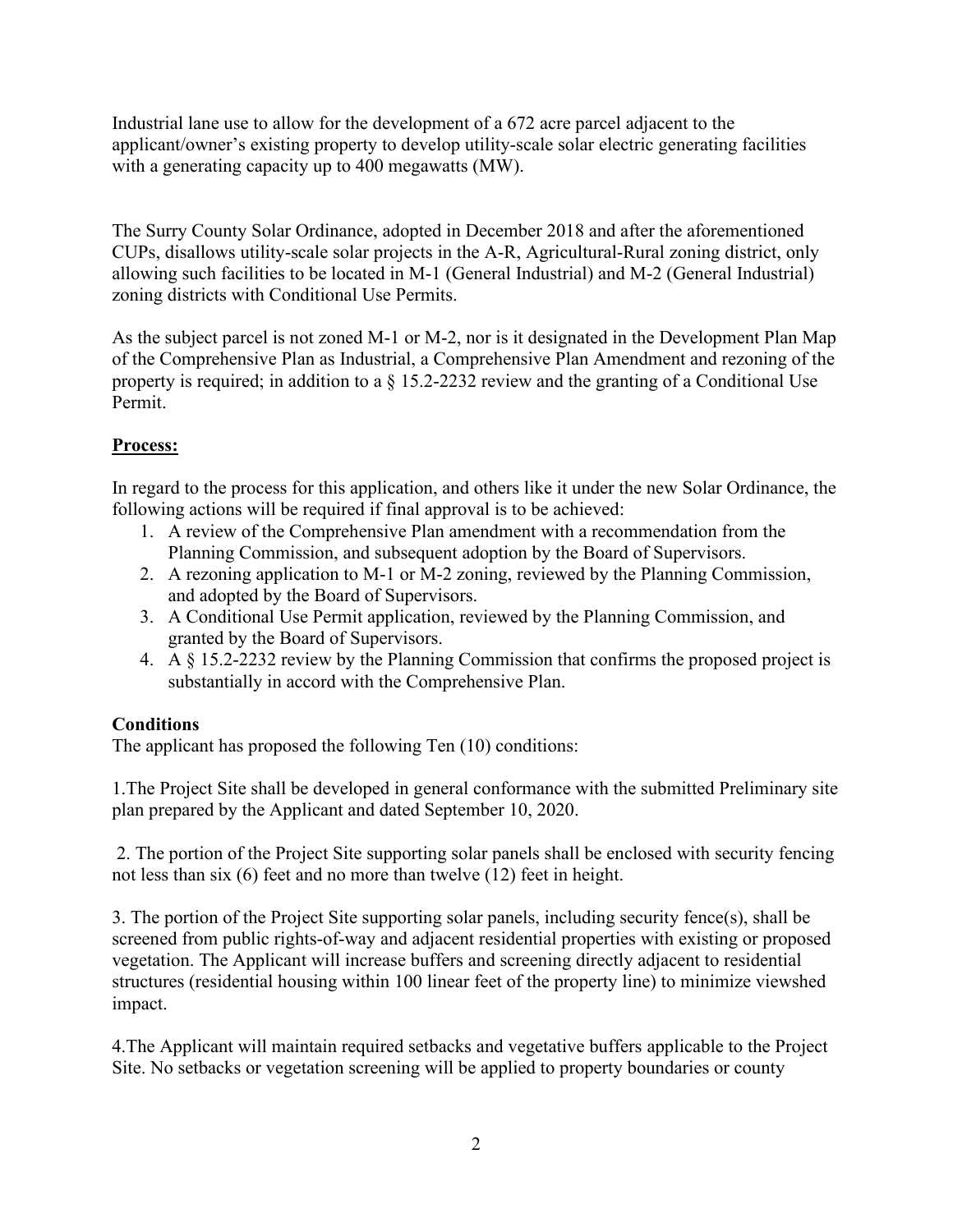Industrial lane use to allow for the development of a 672 acre parcel adjacent to the applicant/owner's existing property to develop utility-scale solar electric generating facilities with a generating capacity up to 400 megawatts (MW).

The Surry County Solar Ordinance, adopted in December 2018 and after the aforementioned CUPs, disallows utility-scale solar projects in the A-R, Agricultural-Rural zoning district, only allowing such facilities to be located in M-1 (General Industrial) and M-2 (General Industrial) zoning districts with Conditional Use Permits.

As the subject parcel is not zoned M-1 or M-2, nor is it designated in the Development Plan Map of the Comprehensive Plan as Industrial, a Comprehensive Plan Amendment and rezoning of the property is required; in addition to a § 15.2-2232 review and the granting of a Conditional Use Permit.

## **Process:**

In regard to the process for this application, and others like it under the new Solar Ordinance, the following actions will be required if final approval is to be achieved:

1. A review of the Comprehensive Plan amendment with a recommendation from the Planning Commission, and subsequent adoption by the Board of Supervisors.
2. A rezoning application to M-1 or M-2 zoning, reviewed by the Planning Commission, and adopted by the Board of Supervisors.
3. A Conditional Use Permit application, reviewed by the Planning Commission, and granted by the Board of Supervisors.
4. A § 15.2-2232 review by the Planning Commission that confirms the proposed project is substantially in accord with the Comprehensive Plan.

## **Conditions**

The applicant has proposed the following Ten (10) conditions:

1.The Project Site shall be developed in general conformance with the submitted Preliminary site plan prepared by the Applicant and dated September 10, 2020.

2. The portion of the Project Site supporting solar panels shall be enclosed with security fencing not less than six (6) feet and no more than twelve (12) feet in height.

3. The portion of the Project Site supporting solar panels, including security fence(s), shall be screened from public rights-of-way and adjacent residential properties with existing or proposed vegetation. The Applicant will increase buffers and screening directly adjacent to residential structures (residential housing within 100 linear feet of the property line) to minimize viewshed impact.

4.The Applicant will maintain required setbacks and vegetative buffers applicable to the Project Site. No setbacks or vegetation screening will be applied to property boundaries or county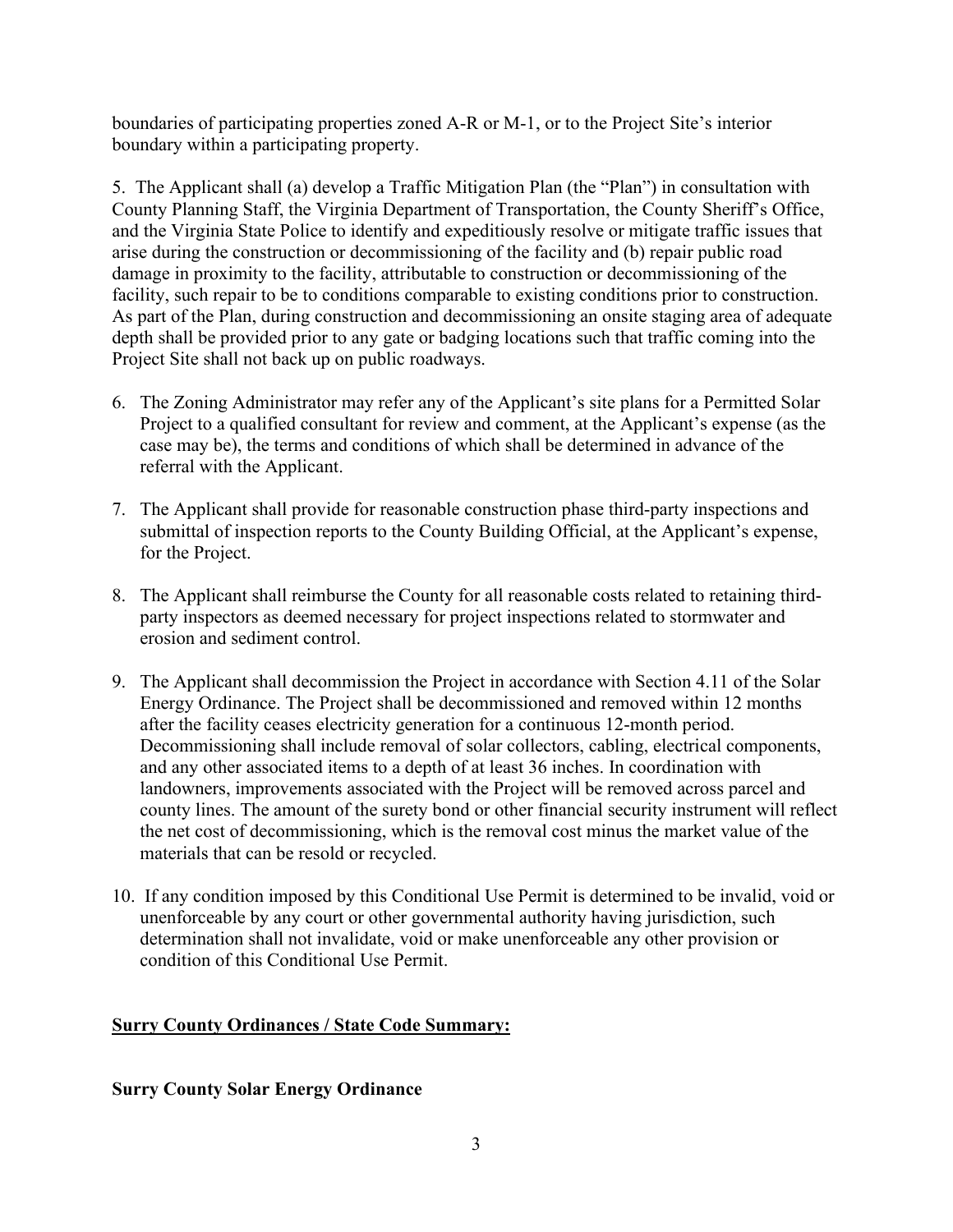boundaries of participating properties zoned A-R or M-1, or to the Project Site's interior boundary within a participating property.

5. The Applicant shall (a) develop a Traffic Mitigation Plan (the "Plan") in consultation with County Planning Staff, the Virginia Department of Transportation, the County Sheriff's Office, and the Virginia State Police to identify and expeditiously resolve or mitigate traffic issues that arise during the construction or decommissioning of the facility and (b) repair public road damage in proximity to the facility, attributable to construction or decommissioning of the facility, such repair to be to conditions comparable to existing conditions prior to construction. As part of the Plan, during construction and decommissioning an onsite staging area of adequate depth shall be provided prior to any gate or badging locations such that traffic coming into the Project Site shall not back up on public roadways.

6. The Zoning Administrator may refer any of the Applicant's site plans for a Permitted Solar Project to a qualified consultant for review and comment, at the Applicant's expense (as the case may be), the terms and conditions of which shall be determined in advance of the referral with the Applicant.

7. The Applicant shall provide for reasonable construction phase third-party inspections and submittal of inspection reports to the County Building Official, at the Applicant's expense, for the Project.

8. The Applicant shall reimburse the County for all reasonable costs related to retaining third-party inspectors as deemed necessary for project inspections related to stormwater and erosion and sediment control.

9. The Applicant shall decommission the Project in accordance with Section 4.11 of the Solar Energy Ordinance. The Project shall be decommissioned and removed within 12 months after the facility ceases electricity generation for a continuous 12-month period. Decommissioning shall include removal of solar collectors, cabling, electrical components, and any other associated items to a depth of at least 36 inches. In coordination with landowners, improvements associated with the Project will be removed across parcel and county lines. The amount of the surety bond or other financial security instrument will reflect the net cost of decommissioning, which is the removal cost minus the market value of the materials that can be resold or recycled.

10. If any condition imposed by this Conditional Use Permit is determined to be invalid, void or unenforceable by any court or other governmental authority having jurisdiction, such determination shall not invalidate, void or make unenforceable any other provision or condition of this Conditional Use Permit.

**Surry County Ordinances / State Code Summary:**

**Surry County Solar Energy Ordinance**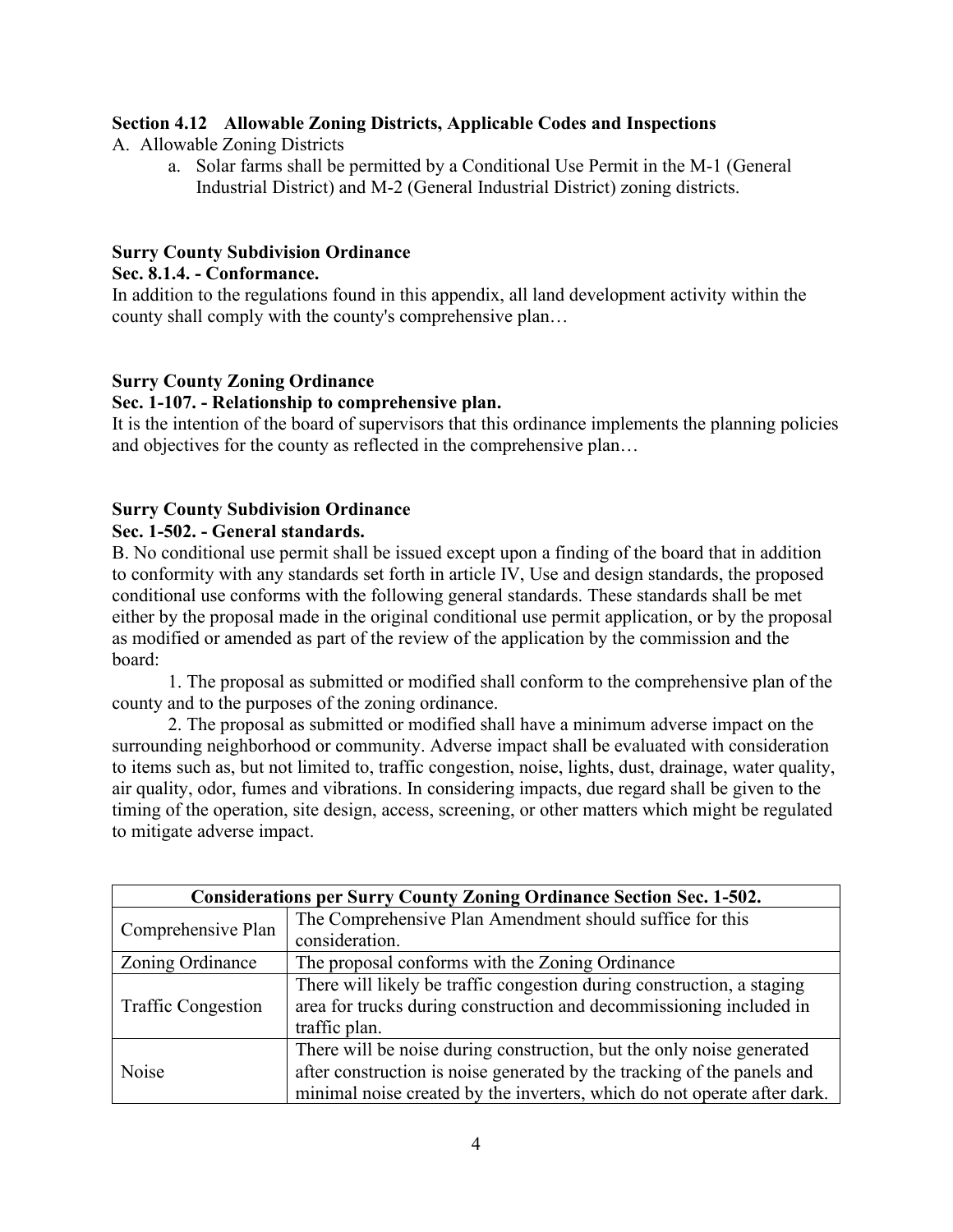**Section 4.12 Allowable Zoning Districts, Applicable Codes and Inspections**

A. Allowable Zoning Districts

a. Solar farms shall be permitted by a Conditional Use Permit in the M-1 (General Industrial District) and M-2 (General Industrial District) zoning districts.

**Surry County Subdivision Ordinance**

**Sec. 8.1.4. - Conformance.**

In addition to the regulations found in this appendix, all land development activity within the county shall comply with the county's comprehensive plan…

**Surry County Zoning Ordinance**

**Sec. 1-107. - Relationship to comprehensive plan.**

It is the intention of the board of supervisors that this ordinance implements the planning policies and objectives for the county as reflected in the comprehensive plan…

**Surry County Subdivision Ordinance**

**Sec. 1-502. - General standards.**

B. No conditional use permit shall be issued except upon a finding of the board that in addition to conformity with any standards set forth in article IV, Use and design standards, the proposed conditional use conforms with the following general standards. These standards shall be met either by the proposal made in the original conditional use permit application, or by the proposal as modified or amended as part of the review of the application by the commission and the board:

1. The proposal as submitted or modified shall conform to the comprehensive plan of the county and to the purposes of the zoning ordinance.

2. The proposal as submitted or modified shall have a minimum adverse impact on the surrounding neighborhood or community. Adverse impact shall be evaluated with consideration to items such as, but not limited to, traffic congestion, noise, lights, dust, drainage, water quality, air quality, odor, fumes and vibrations. In considering impacts, due regard shall be given to the timing of the operation, site design, access, screening, or other matters which might be regulated to mitigate adverse impact.

| Considerations per Surry County Zoning Ordinance Section Sec. 1-502. | |
|---|---|
| Comprehensive Plan | The Comprehensive Plan Amendment should suffice for this consideration. |
| Zoning Ordinance | The proposal conforms with the Zoning Ordinance |
| Traffic Congestion | There will likely be traffic congestion during construction, a staging area for trucks during construction and decommissioning included in traffic plan. |
| Noise | There will be noise during construction, but the only noise generated after construction is noise generated by the tracking of the panels and minimal noise created by the inverters, which do not operate after dark. |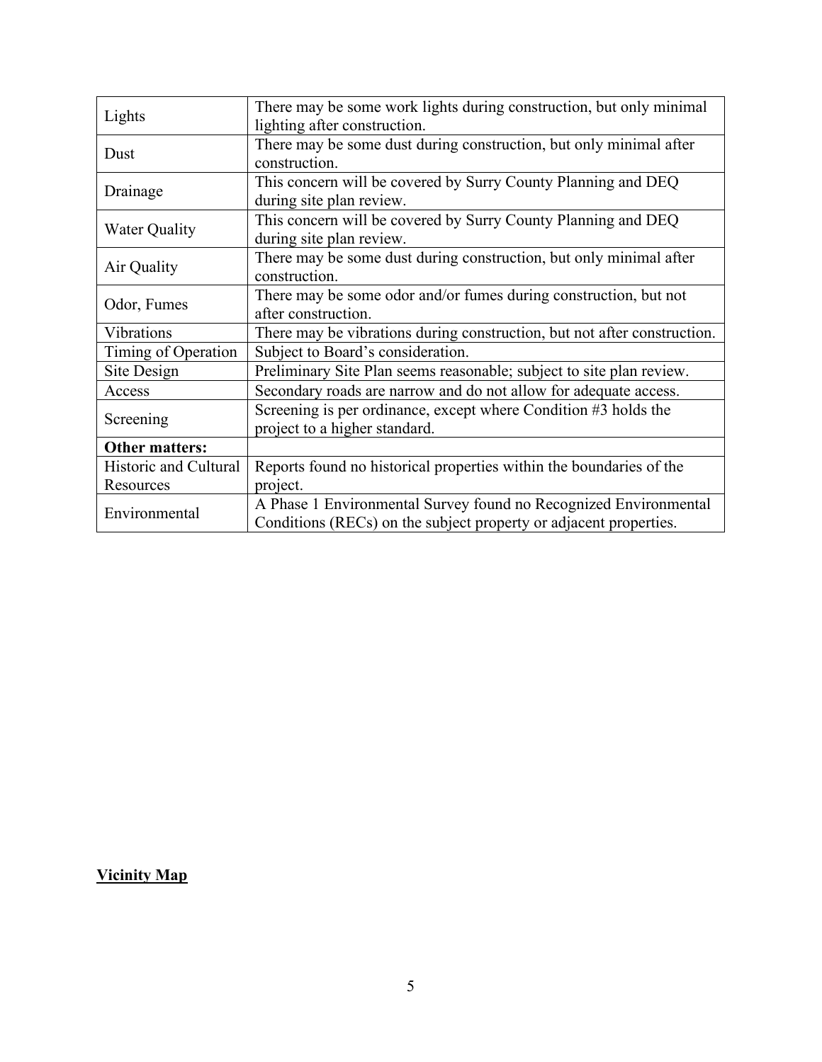| | |
|---|---|
| Lights | There may be some work lights during construction, but only minimal lighting after construction. |
| Dust | There may be some dust during construction, but only minimal after construction. |
| Drainage | This concern will be covered by Surry County Planning and DEQ during site plan review. |
| Water Quality | This concern will be covered by Surry County Planning and DEQ during site plan review. |
| Air Quality | There may be some dust during construction, but only minimal after construction. |
| Odor, Fumes | There may be some odor and/or fumes during construction, but not after construction. |
| Vibrations | There may be vibrations during construction, but not after construction. |
| Timing of Operation | Subject to Board's consideration. |
| Site Design | Preliminary Site Plan seems reasonable; subject to site plan review. |
| Access | Secondary roads are narrow and do not allow for adequate access. |
| Screening | Screening is per ordinance, except where Condition #3 holds the project to a higher standard. |
| **Other matters:** | |
| Historic and Cultural Resources | Reports found no historical properties within the boundaries of the project. |
| Environmental | A Phase 1 Environmental Survey found no Recognized Environmental Conditions (RECs) on the subject property or adjacent properties. |

**Vicinity Map**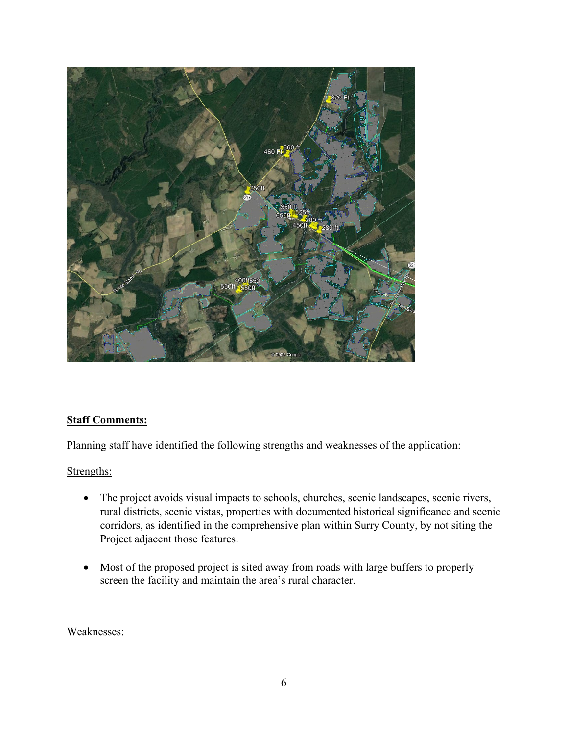**Staff Comments:**

Planning staff have identified the following strengths and weaknesses of the application:

Strengths:

- The project avoids visual impacts to schools, churches, scenic landscapes, scenic rivers, rural districts, scenic vistas, properties with documented historical significance and scenic corridors, as identified in the comprehensive plan within Surry County, by not siting the Project adjacent those features.
- Most of the proposed project is sited away from roads with large buffers to properly screen the facility and maintain the area's rural character.

Weaknesses: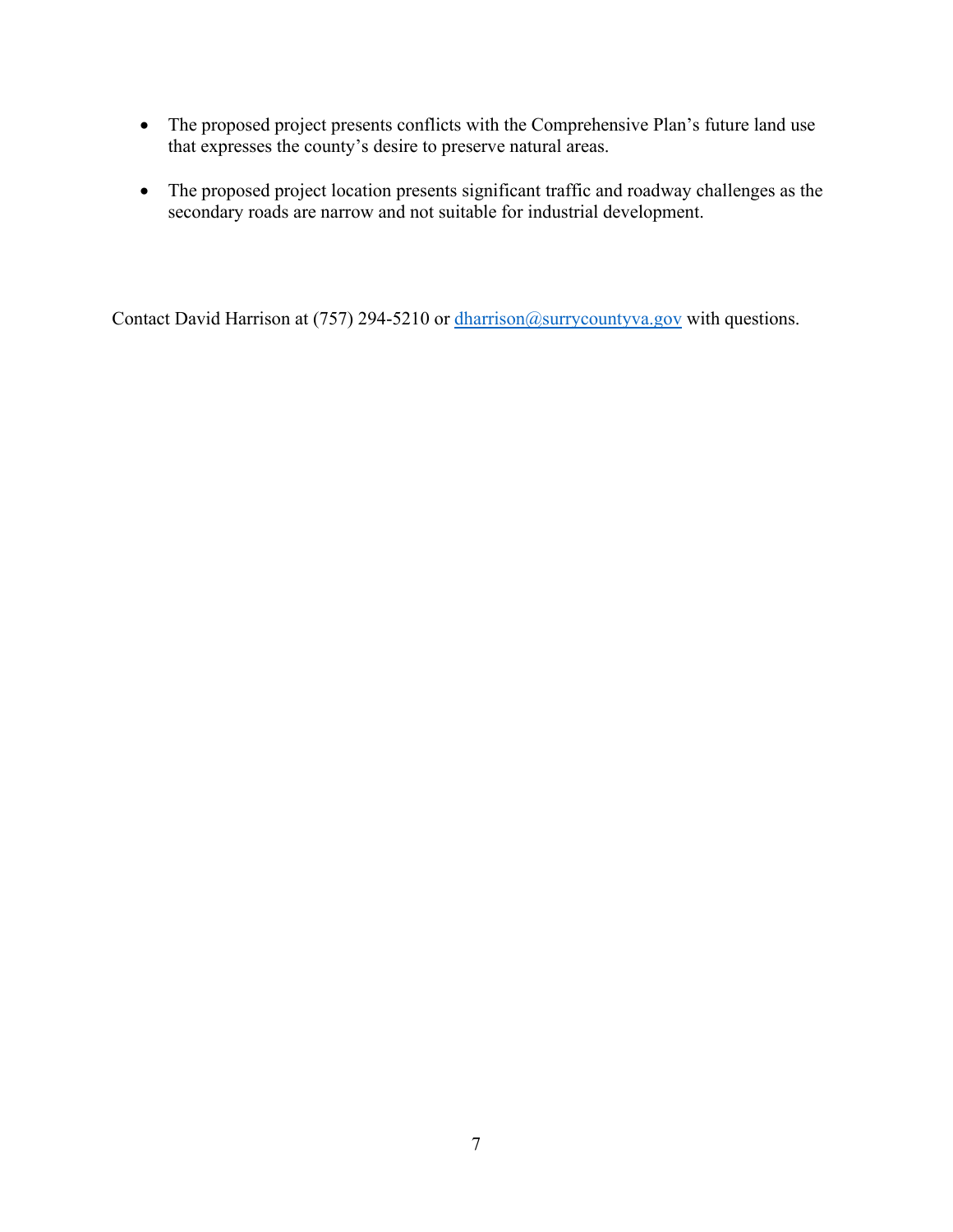- The proposed project presents conflicts with the Comprehensive Plan's future land use that expresses the county's desire to preserve natural areas.

- The proposed project location presents significant traffic and roadway challenges as the secondary roads are narrow and not suitable for industrial development.

Contact David Harrison at (757) 294-5210 or dharrison@surrycountyva.gov with questions.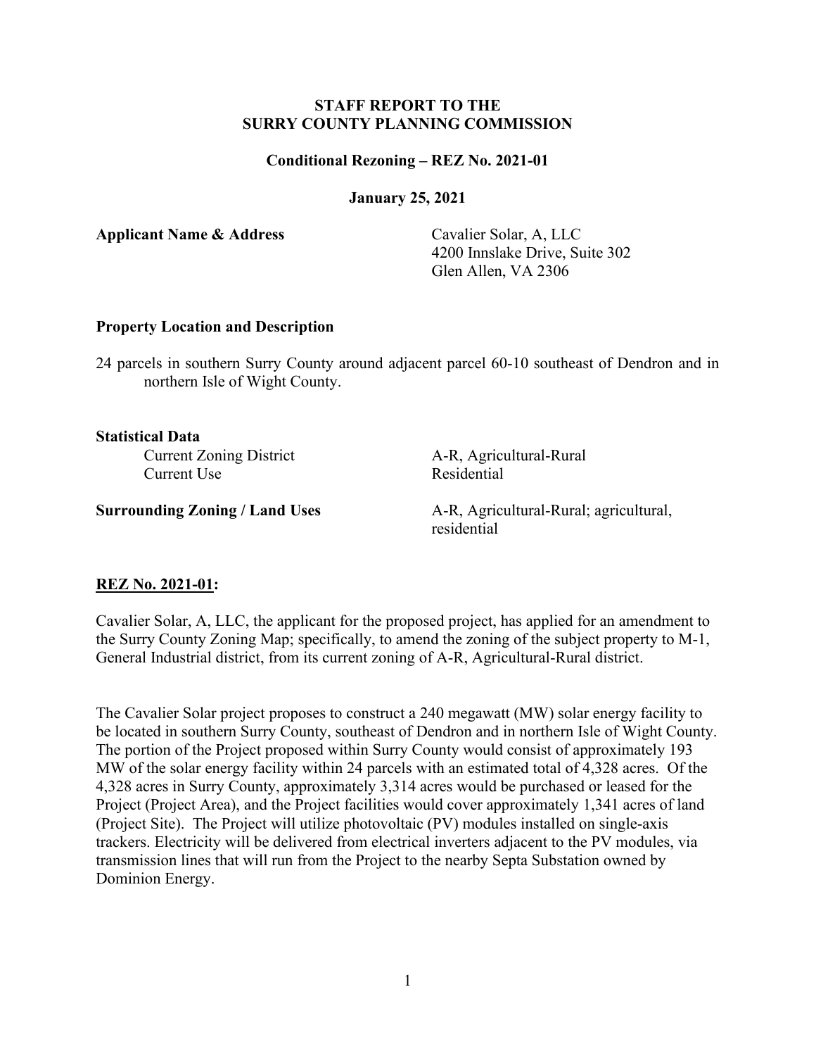**STAFF REPORT TO THE SURRY COUNTY PLANNING COMMISSION**

**Conditional Rezoning – REZ No. 2021-01**

**January 25, 2021**

**Applicant Name & Address**

Cavalier Solar, A, LLC
4200 Innslake Drive, Suite 302
Glen Allen, VA 2306

**Property Location and Description**

24 parcels in southern Surry County around adjacent parcel 60-10 southeast of Dendron and in northern Isle of Wight County.

**Statistical Data**

Current Zoning District: A-R, Agricultural-Rural
Current Use: Residential

**Surrounding Zoning / Land Uses**: A-R, Agricultural-Rural; agricultural, residential

**REZ No. 2021-01:**

Cavalier Solar, A, LLC, the applicant for the proposed project, has applied for an amendment to the Surry County Zoning Map; specifically, to amend the zoning of the subject property to M-1, General Industrial district, from its current zoning of A-R, Agricultural-Rural district.

The Cavalier Solar project proposes to construct a 240 megawatt (MW) solar energy facility to be located in southern Surry County, southeast of Dendron and in northern Isle of Wight County. The portion of the Project proposed within Surry County would consist of approximately 193 MW of the solar energy facility within 24 parcels with an estimated total of 4,328 acres. Of the 4,328 acres in Surry County, approximately 3,314 acres would be purchased or leased for the Project (Project Area), and the Project facilities would cover approximately 1,341 acres of land (Project Site). The Project will utilize photovoltaic (PV) modules installed on single-axis trackers. Electricity will be delivered from electrical inverters adjacent to the PV modules, via transmission lines that will run from the Project to the nearby Septa Substation owned by Dominion Energy.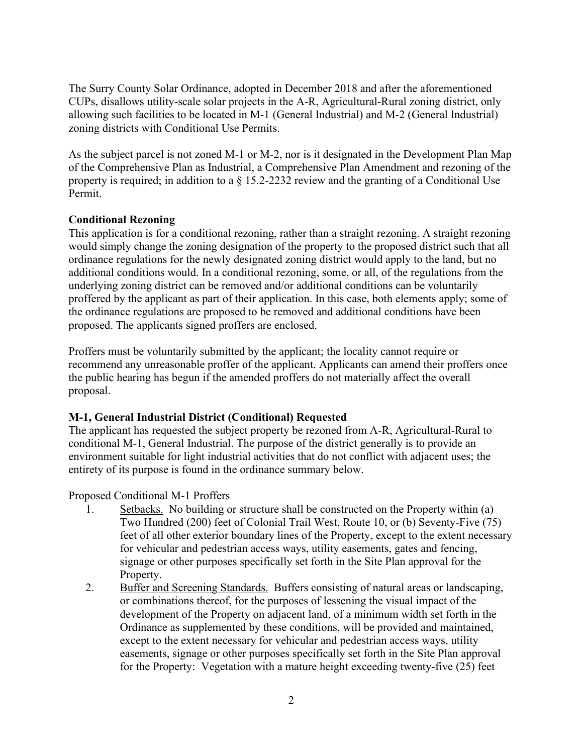The Surry County Solar Ordinance, adopted in December 2018 and after the aforementioned CUPs, disallows utility-scale solar projects in the A-R, Agricultural-Rural zoning district, only allowing such facilities to be located in M-1 (General Industrial) and M-2 (General Industrial) zoning districts with Conditional Use Permits.

As the subject parcel is not zoned M-1 or M-2, nor is it designated in the Development Plan Map of the Comprehensive Plan as Industrial, a Comprehensive Plan Amendment and rezoning of the property is required; in addition to a § 15.2-2232 review and the granting of a Conditional Use Permit.

**Conditional Rezoning**

This application is for a conditional rezoning, rather than a straight rezoning. A straight rezoning would simply change the zoning designation of the property to the proposed district such that all ordinance regulations for the newly designated zoning district would apply to the land, but no additional conditions would. In a conditional rezoning, some, or all, of the regulations from the underlying zoning district can be removed and/or additional conditions can be voluntarily proffered by the applicant as part of their application. In this case, both elements apply; some of the ordinance regulations are proposed to be removed and additional conditions have been proposed. The applicants signed proffers are enclosed.

Proffers must be voluntarily submitted by the applicant; the locality cannot require or recommend any unreasonable proffer of the applicant. Applicants can amend their proffers once the public hearing has begun if the amended proffers do not materially affect the overall proposal.

**M-1, General Industrial District (Conditional) Requested**

The applicant has requested the subject property be rezoned from A-R, Agricultural-Rural to conditional M-1, General Industrial. The purpose of the district generally is to provide an environment suitable for light industrial activities that do not conflict with adjacent uses; the entirety of its purpose is found in the ordinance summary below.

Proposed Conditional M-1 Proffers

1. Setbacks. No building or structure shall be constructed on the Property within (a) Two Hundred (200) feet of Colonial Trail West, Route 10, or (b) Seventy-Five (75) feet of all other exterior boundary lines of the Property, except to the extent necessary for vehicular and pedestrian access ways, utility easements, gates and fencing, signage or other purposes specifically set forth in the Site Plan approval for the Property.
2. Buffer and Screening Standards. Buffers consisting of natural areas or landscaping, or combinations thereof, for the purposes of lessening the visual impact of the development of the Property on adjacent land, of a minimum width set forth in the Ordinance as supplemented by these conditions, will be provided and maintained, except to the extent necessary for vehicular and pedestrian access ways, utility easements, signage or other purposes specifically set forth in the Site Plan approval for the Property: Vegetation with a mature height exceeding twenty-five (25) feet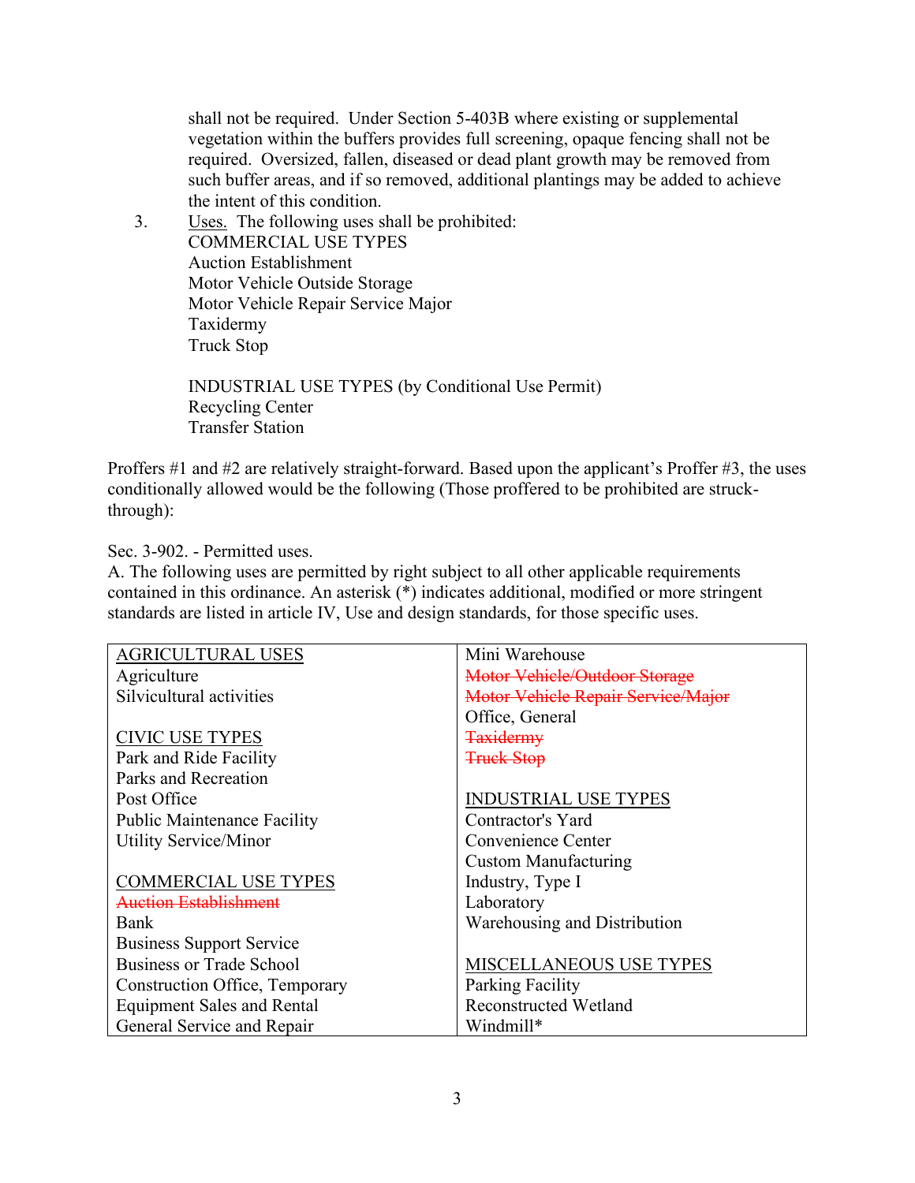shall not be required. Under Section 5-403B where existing or supplemental vegetation within the buffers provides full screening, opaque fencing shall not be required. Oversized, fallen, diseased or dead plant growth may be removed from such buffer areas, and if so removed, additional plantings may be added to achieve the intent of this condition.

3. Uses. The following uses shall be prohibited:
   COMMERCIAL USE TYPES
   Auction Establishment
   Motor Vehicle Outside Storage
   Motor Vehicle Repair Service Major
   Taxidermy
   Truck Stop

   INDUSTRIAL USE TYPES (by Conditional Use Permit)
   Recycling Center
   Transfer Station

Proffers #1 and #2 are relatively straight-forward. Based upon the applicant's Proffer #3, the uses conditionally allowed would be the following (Those proffered to be prohibited are struck-through):

Sec. 3-902. - Permitted uses.
A. The following uses are permitted by right subject to all other applicable requirements contained in this ordinance. An asterisk (*) indicates additional, modified or more stringent standards are listed in article IV, Use and design standards, for those specific uses.

| | |
|---|---|
| AGRICULTURAL USES | Mini Warehouse |
| Agriculture | ~~Motor Vehicle/Outdoor Storage~~ |
| Silvicultural activities | ~~Motor Vehicle Repair Service/Major~~ |
| | Office, General |
| CIVIC USE TYPES | ~~Taxidermy~~ |
| Park and Ride Facility | ~~Truck Stop~~ |
| Parks and Recreation | |
| Post Office | INDUSTRIAL USE TYPES |
| Public Maintenance Facility | Contractor's Yard |
| Utility Service/Minor | Convenience Center |
| | Custom Manufacturing |
| COMMERCIAL USE TYPES | Industry, Type I |
| ~~Auction Establishment~~ | Laboratory |
| Bank | Warehousing and Distribution |
| Business Support Service | |
| Business or Trade School | MISCELLANEOUS USE TYPES |
| Construction Office, Temporary | Parking Facility |
| Equipment Sales and Rental | Reconstructed Wetland |
| General Service and Repair | Windmill* |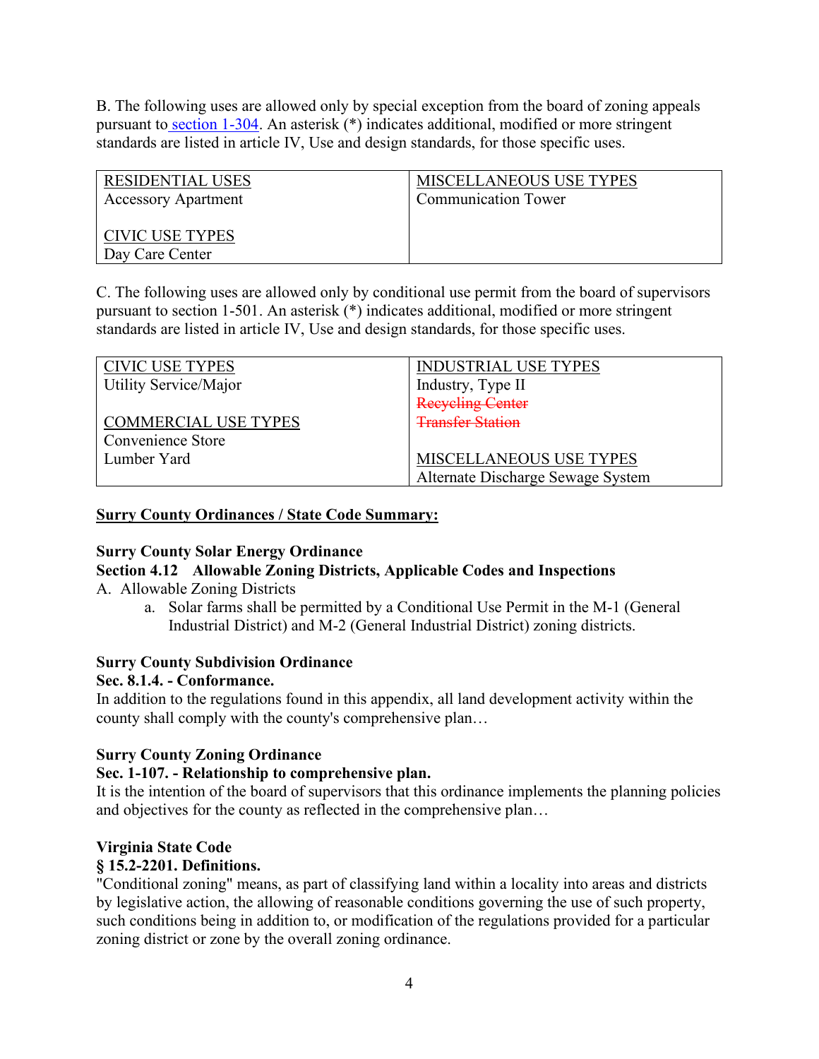B. The following uses are allowed only by special exception from the board of zoning appeals pursuant to section 1-304. An asterisk (*) indicates additional, modified or more stringent standards are listed in article IV, Use and design standards, for those specific uses.

| RESIDENTIAL USES<br>Accessory Apartment<br><br>CIVIC USE TYPES<br>Day Care Center | MISCELLANEOUS USE TYPES<br>Communication Tower |
|---|---|

C. The following uses are allowed only by conditional use permit from the board of supervisors pursuant to section 1-501. An asterisk (*) indicates additional, modified or more stringent standards are listed in article IV, Use and design standards, for those specific uses.

| CIVIC USE TYPES<br>Utility Service/Major<br><br>COMMERCIAL USE TYPES<br>Convenience Store<br>Lumber Yard | INDUSTRIAL USE TYPES<br>Industry, Type II<br>~~Recycling Center~~<br>~~Transfer Station~~<br><br>MISCELLANEOUS USE TYPES<br>Alternate Discharge Sewage System |
|---|---|

**Surry County Ordinances / State Code Summary:**

**Surry County Solar Energy Ordinance**

**Section 4.12 Allowable Zoning Districts, Applicable Codes and Inspections**

A. Allowable Zoning Districts

a. Solar farms shall be permitted by a Conditional Use Permit in the M-1 (General Industrial District) and M-2 (General Industrial District) zoning districts.

**Surry County Subdivision Ordinance**

**Sec. 8.1.4. - Conformance.**

In addition to the regulations found in this appendix, all land development activity within the county shall comply with the county's comprehensive plan…

**Surry County Zoning Ordinance**

**Sec. 1-107. - Relationship to comprehensive plan.**

It is the intention of the board of supervisors that this ordinance implements the planning policies and objectives for the county as reflected in the comprehensive plan…

**Virginia State Code**

**§ 15.2-2201. Definitions.**

"Conditional zoning" means, as part of classifying land within a locality into areas and districts by legislative action, the allowing of reasonable conditions governing the use of such property, such conditions being in addition to, or modification of the regulations provided for a particular zoning district or zone by the overall zoning ordinance.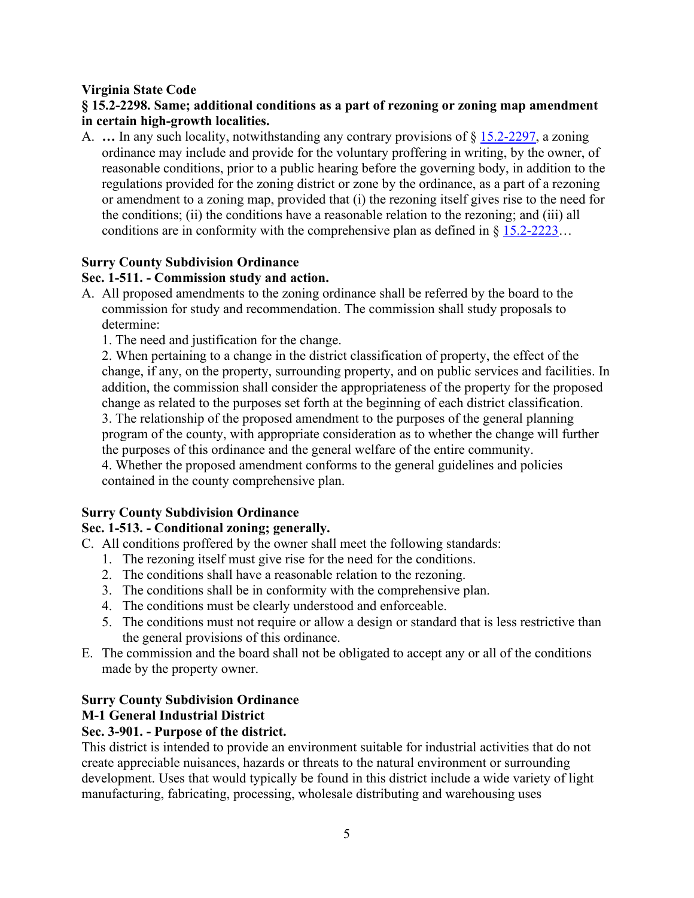**Virginia State Code**

**§ 15.2-2298. Same; additional conditions as a part of rezoning or zoning map amendment in certain high-growth localities.**

A. **…** In any such locality, notwithstanding any contrary provisions of § 15.2-2297, a zoning ordinance may include and provide for the voluntary proffering in writing, by the owner, of reasonable conditions, prior to a public hearing before the governing body, in addition to the regulations provided for the zoning district or zone by the ordinance, as a part of a rezoning or amendment to a zoning map, provided that (i) the rezoning itself gives rise to the need for the conditions; (ii) the conditions have a reasonable relation to the rezoning; and (iii) all conditions are in conformity with the comprehensive plan as defined in § 15.2-2223…

**Surry County Subdivision Ordinance**

**Sec. 1-511. - Commission study and action.**

A. All proposed amendments to the zoning ordinance shall be referred by the board to the commission for study and recommendation. The commission shall study proposals to determine:

1. The need and justification for the change.

2. When pertaining to a change in the district classification of property, the effect of the change, if any, on the property, surrounding property, and on public services and facilities. In addition, the commission shall consider the appropriateness of the property for the proposed change as related to the purposes set forth at the beginning of each district classification.

3. The relationship of the proposed amendment to the purposes of the general planning program of the county, with appropriate consideration as to whether the change will further the purposes of this ordinance and the general welfare of the entire community.

4. Whether the proposed amendment conforms to the general guidelines and policies contained in the county comprehensive plan.

**Surry County Subdivision Ordinance**

**Sec. 1-513. - Conditional zoning; generally.**

C. All conditions proffered by the owner shall meet the following standards:
   1. The rezoning itself must give rise for the need for the conditions.
   2. The conditions shall have a reasonable relation to the rezoning.
   3. The conditions shall be in conformity with the comprehensive plan.
   4. The conditions must be clearly understood and enforceable.
   5. The conditions must not require or allow a design or standard that is less restrictive than the general provisions of this ordinance.

E. The commission and the board shall not be obligated to accept any or all of the conditions made by the property owner.

**Surry County Subdivision Ordinance**

**M-1 General Industrial District**

**Sec. 3-901. - Purpose of the district.**

This district is intended to provide an environment suitable for industrial activities that do not create appreciable nuisances, hazards or threats to the natural environment or surrounding development. Uses that would typically be found in this district include a wide variety of light manufacturing, fabricating, processing, wholesale distributing and warehousing uses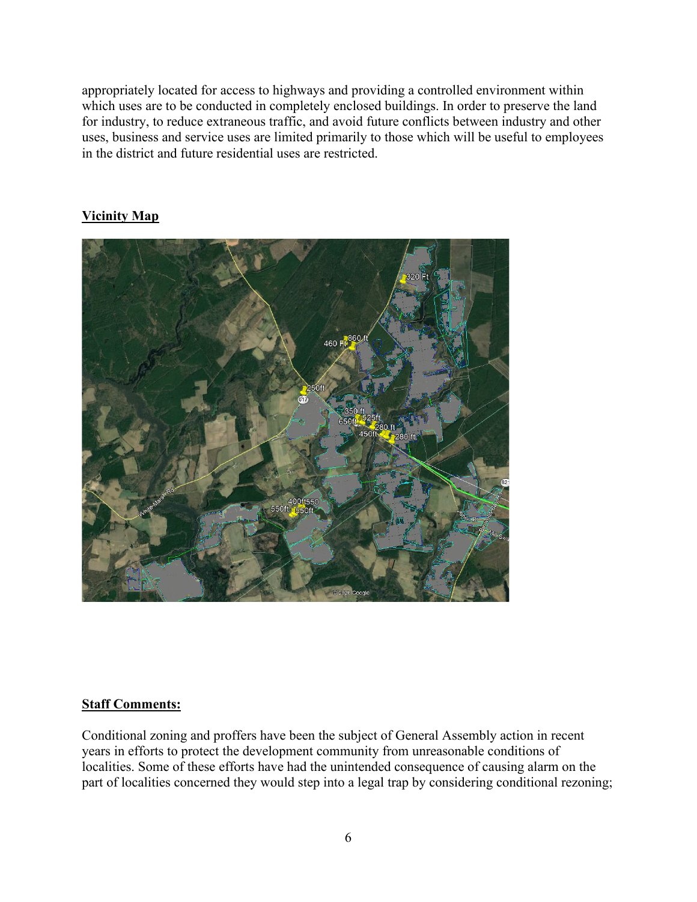appropriately located for access to highways and providing a controlled environment within which uses are to be conducted in completely enclosed buildings. In order to preserve the land for industry, to reduce extraneous traffic, and avoid future conflicts between industry and other uses, business and service uses are limited primarily to those which will be useful to employees in the district and future residential uses are restricted.

## Vicinity Map

## Staff Comments:

Conditional zoning and proffers have been the subject of General Assembly action in recent years in efforts to protect the development community from unreasonable conditions of localities. Some of these efforts have had the unintended consequence of causing alarm on the part of localities concerned they would step into a legal trap by considering conditional rezoning;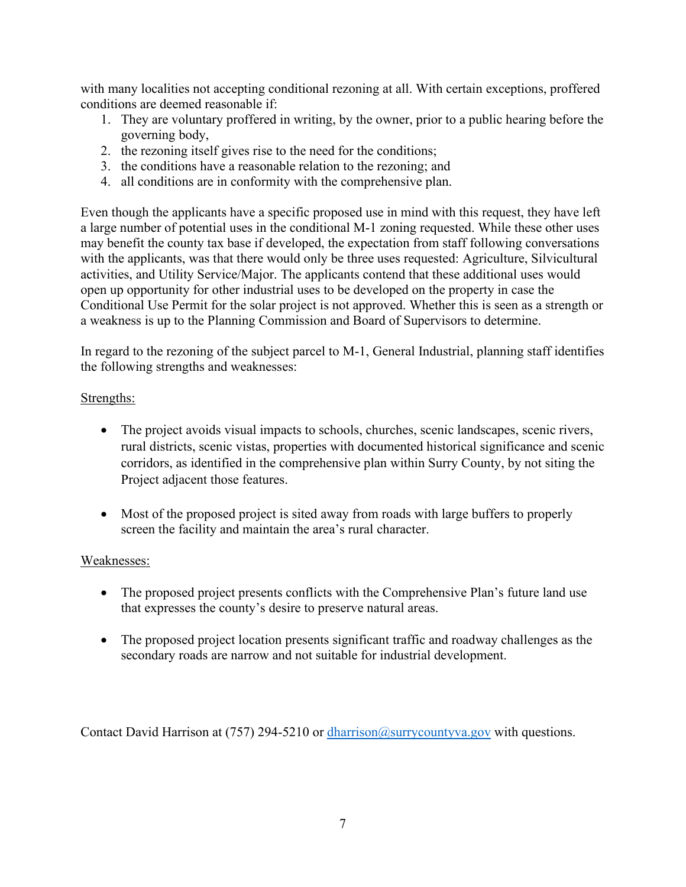with many localities not accepting conditional rezoning at all. With certain exceptions, proffered conditions are deemed reasonable if:

1. They are voluntary proffered in writing, by the owner, prior to a public hearing before the governing body,
2. the rezoning itself gives rise to the need for the conditions;
3. the conditions have a reasonable relation to the rezoning; and
4. all conditions are in conformity with the comprehensive plan.

Even though the applicants have a specific proposed use in mind with this request, they have left a large number of potential uses in the conditional M-1 zoning requested. While these other uses may benefit the county tax base if developed, the expectation from staff following conversations with the applicants, was that there would only be three uses requested: Agriculture, Silvicultural activities, and Utility Service/Major. The applicants contend that these additional uses would open up opportunity for other industrial uses to be developed on the property in case the Conditional Use Permit for the solar project is not approved. Whether this is seen as a strength or a weakness is up to the Planning Commission and Board of Supervisors to determine.

In regard to the rezoning of the subject parcel to M-1, General Industrial, planning staff identifies the following strengths and weaknesses:

Strengths:

- The project avoids visual impacts to schools, churches, scenic landscapes, scenic rivers, rural districts, scenic vistas, properties with documented historical significance and scenic corridors, as identified in the comprehensive plan within Surry County, by not siting the Project adjacent those features.
- Most of the proposed project is sited away from roads with large buffers to properly screen the facility and maintain the area's rural character.

Weaknesses:

- The proposed project presents conflicts with the Comprehensive Plan's future land use that expresses the county's desire to preserve natural areas.
- The proposed project location presents significant traffic and roadway challenges as the secondary roads are narrow and not suitable for industrial development.

Contact David Harrison at (757) 294-5210 or dharrison@surrycountyva.gov with questions.